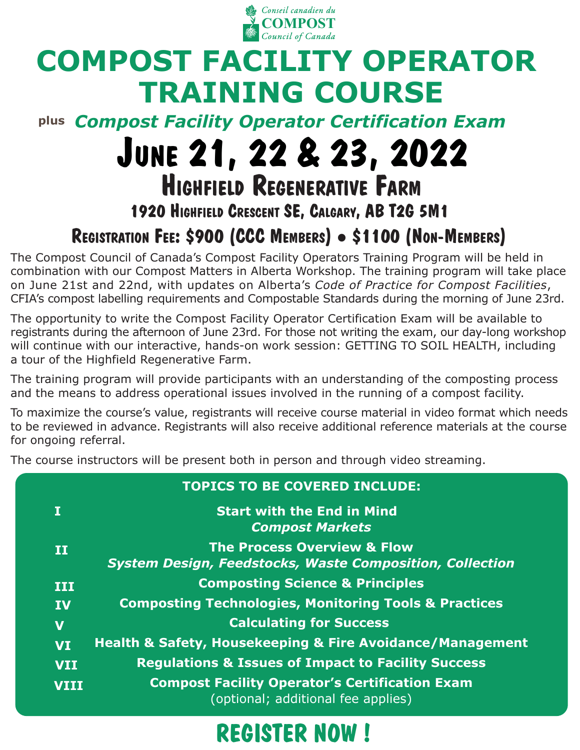Conseil canadien du
**COMPOST**
Council of Canada

# COMPOST FACILITY OPERATOR TRAINING COURSE

plus ***Compost Facility Operator Certification Exam***

## June 21, 22 & 23, 2022

### Highfield Regenerative Farm

**1920 Highfield Crescent SE, Calgary, AB T2G 5M1**

**Registration Fee: $900 (CCC Members) • $1100 (Non-Members)**

The Compost Council of Canada's Compost Facility Operators Training Program will be held in combination with our Compost Matters in Alberta Workshop. The training program will take place on June 21st and 22nd, with updates on Alberta's *Code of Practice for Compost Facilities*, CFIA's compost labelling requirements and Compostable Standards during the morning of June 23rd.

The opportunity to write the Compost Facility Operator Certification Exam will be available to registrants during the afternoon of June 23rd. For those not writing the exam, our day-long workshop will continue with our interactive, hands-on work session: GETTING TO SOIL HEALTH, including a tour of the Highfield Regenerative Farm.

The training program will provide participants with an understanding of the composting process and the means to address operational issues involved in the running of a compost facility.

To maximize the course's value, registrants will receive course material in video format which needs to be reviewed in advance. Registrants will also receive additional reference materials at the course for ongoing referral.

The course instructors will be present both in person and through video streaming.

**TOPICS TO BE COVERED INCLUDE:**

- **I** — **Start with the End in Mind** — ***Compost Markets***
- **II** — **The Process Overview & Flow** — ***System Design, Feedstocks, Waste Composition, Collection***
- **III** — **Composting Science & Principles**
- **IV** — **Composting Technologies, Monitoring Tools & Practices**
- **V** — **Calculating for Success**
- **VI** — **Health & Safety, Housekeeping & Fire Avoidance/Management**
- **VII** — **Regulations & Issues of Impact to Facility Success**
- **VIII** — **Compost Facility Operator's Certification Exam** (optional; additional fee applies)

## REGISTER NOW !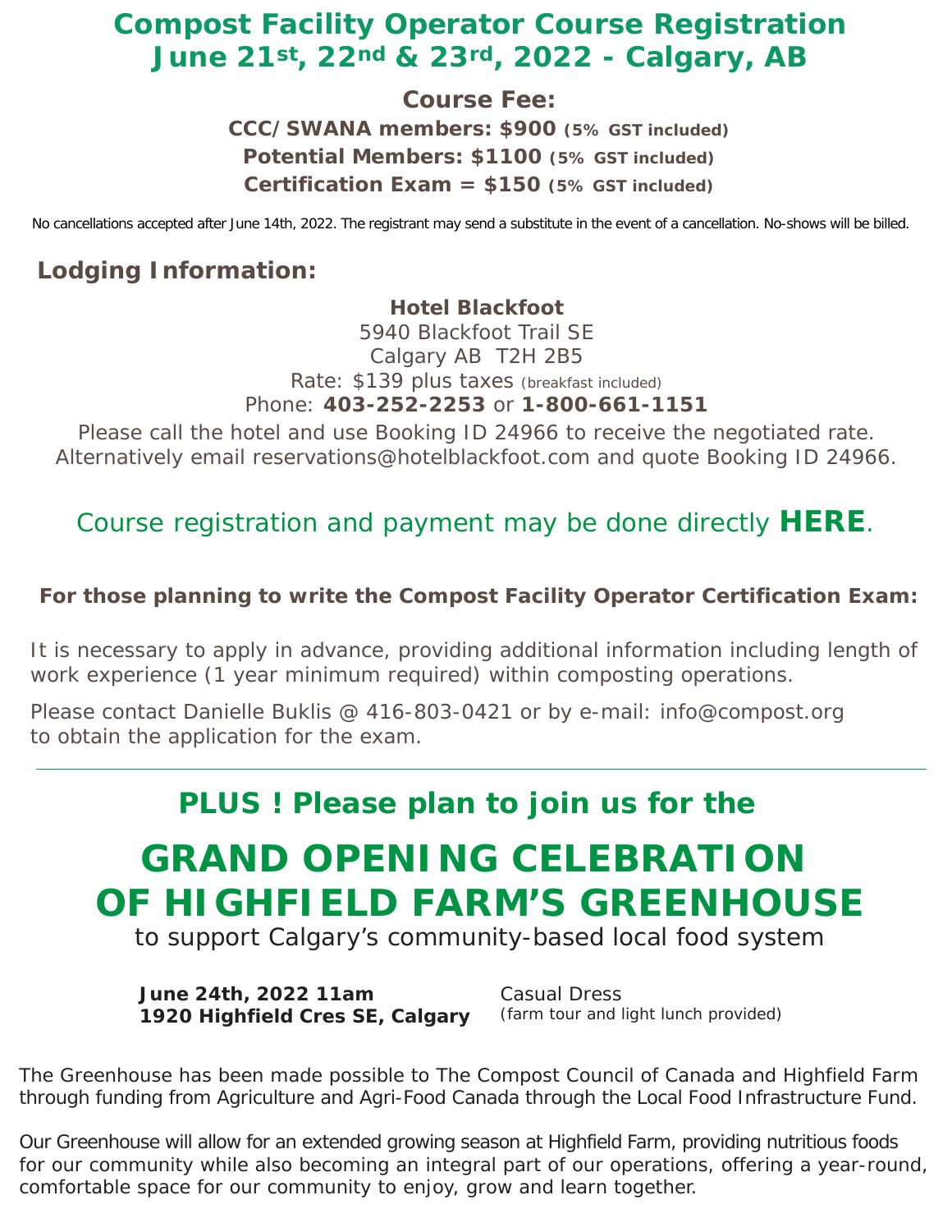# Compost Facility Operator Course Registration
# June 21st, 22nd & 23rd, 2022 - Calgary, AB

**Course Fee:**

**CCC/SWANA members: $900** (5% GST included)

**Potential Members: $1100** (5% GST included)

**Certification Exam = $150** (5% GST included)

No cancellations accepted after June 14th, 2022. The registrant may send a substitute in the event of a cancellation. No-shows will be billed.

## Lodging Information:

**Hotel Blackfoot**
5940 Blackfoot Trail SE
Calgary AB T2H 2B5
Rate: $139 plus taxes (breakfast included)
Phone: **403-252-2253** or **1-800-661-1151**

Please call the hotel and use Booking ID 24966 to receive the negotiated rate.
Alternatively email reservations@hotelblackfoot.com and quote Booking ID 24966.

Course registration and payment may be done directly **HERE**.

**For those planning to write the Compost Facility Operator Certification Exam:**

It is necessary to apply in advance, providing additional information including length of work experience (1 year minimum required) within composting operations.

Please contact Danielle Buklis @ 416-803-0421 or by e-mail: info@compost.org to obtain the application for the exam.

---

**PLUS ! Please plan to join us for the**

# GRAND OPENING CELEBRATION OF HIGHFIELD FARM'S GREENHOUSE

to support Calgary's community-based local food system

**June 24th, 2022 11am**
**1920 Highfield Cres SE, Calgary**

Casual Dress
(farm tour and light lunch provided)

The Greenhouse has been made possible to The Compost Council of Canada and Highfield Farm through funding from Agriculture and Agri-Food Canada through the Local Food Infrastructure Fund.

Our Greenhouse will allow for an extended growing season at Highfield Farm, providing nutritious foods for our community while also becoming an integral part of our operations, offering a year-round, comfortable space for our community to enjoy, grow and learn together.